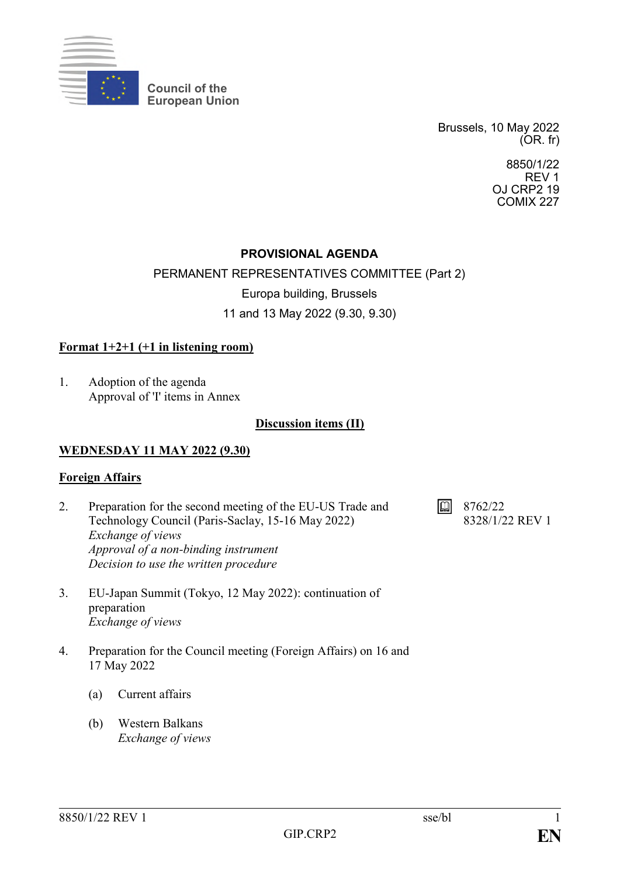Council of the
European Union

Brussels, 10 May 2022
(OR. fr)

8850/1/22
REV 1
OJ CRP2 19
COMIX 227

**PROVISIONAL AGENDA**

PERMANENT REPRESENTATIVES COMMITTEE (Part 2)

Europa building, Brussels

11 and 13 May 2022 (9.30, 9.30)

**Format 1+2+1 (+1 in listening room)**

1. Adoption of the agenda
   Approval of 'I' items in Annex

**Discussion items (II)**

**WEDNESDAY 11 MAY 2022 (9.30)**

**Foreign Affairs**

2. Preparation for the second meeting of the EU-US Trade and Technology Council (Paris-Saclay, 15-16 May 2022)
   *Exchange of views*
   *Approval of a non-binding instrument*
   *Decision to use the written procedure*
   — 8762/22; 8328/1/22 REV 1

3. EU-Japan Summit (Tokyo, 12 May 2022): continuation of preparation
   *Exchange of views*

4. Preparation for the Council meeting (Foreign Affairs) on 16 and 17 May 2022

   (a) Current affairs

   (b) Western Balkans
   *Exchange of views*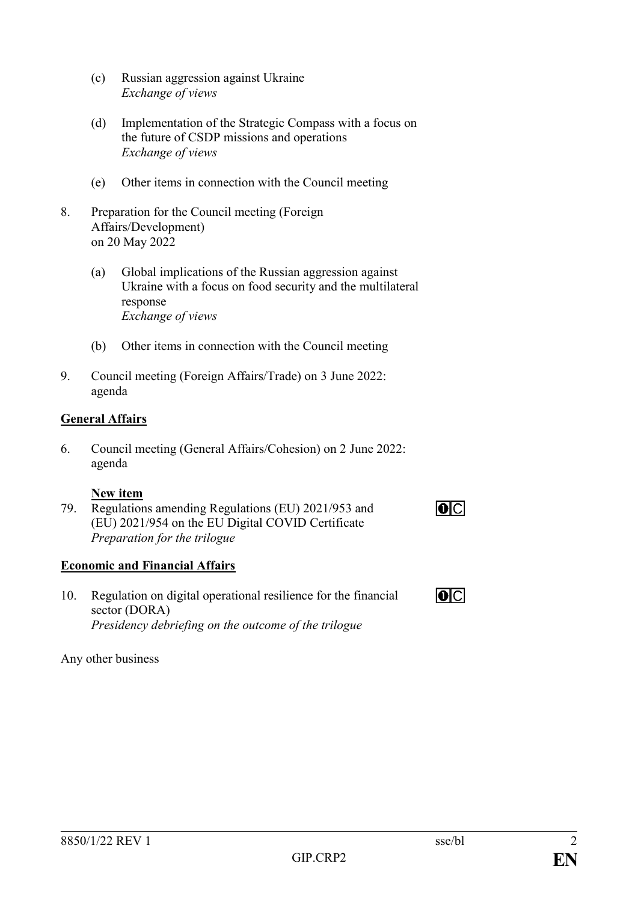(c) Russian aggression against Ukraine
*Exchange of views*

(d) Implementation of the Strategic Compass with a focus on the future of CSDP missions and operations
*Exchange of views*

(e) Other items in connection with the Council meeting

8. Preparation for the Council meeting (Foreign Affairs/Development) on 20 May 2022

(a) Global implications of the Russian aggression against Ukraine with a focus on food security and the multilateral response
*Exchange of views*

(b) Other items in connection with the Council meeting

9. Council meeting (Foreign Affairs/Trade) on 3 June 2022: agenda

**General Affairs**

6. Council meeting (General Affairs/Cohesion) on 2 June 2022: agenda

**New item**

79. Regulations amending Regulations (EU) 2021/953 and (EU) 2021/954 on the EU Digital COVID Certificate
*Preparation for the trilogue* ❶C

**Economic and Financial Affairs**

10. Regulation on digital operational resilience for the financial sector (DORA)
*Presidency debriefing on the outcome of the trilogue* ❶C

Any other business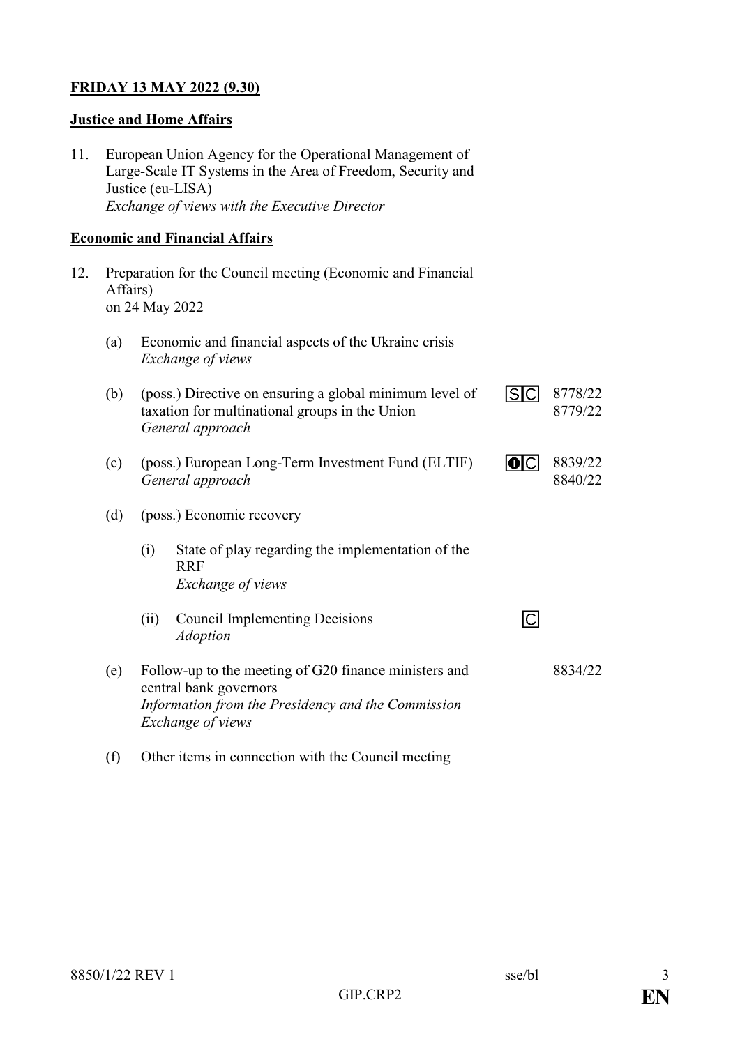**FRIDAY 13 MAY 2022 (9.30)**

**Justice and Home Affairs**

11. European Union Agency for the Operational Management of Large-Scale IT Systems in the Area of Freedom, Security and Justice (eu-LISA)
*Exchange of views with the Executive Director*

**Economic and Financial Affairs**

12. Preparation for the Council meeting (Economic and Financial Affairs) on 24 May 2022

 (a) Economic and financial aspects of the Ukraine crisis
 *Exchange of views*

 (b) (poss.) Directive on ensuring a global minimum level of taxation for multinational groups in the Union — S C — 8778/22, 8779/22
 *General approach*

 (c) (poss.) European Long-Term Investment Fund (ELTIF) — ❶ C — 8839/22, 8840/22
 *General approach*

 (d) (poss.) Economic recovery

  (i) State of play regarding the implementation of the RRF
  *Exchange of views*

  (ii) Council Implementing Decisions — C
  *Adoption*

 (e) Follow-up to the meeting of G20 finance ministers and central bank governors — 8834/22
 *Information from the Presidency and the Commission*
 *Exchange of views*

 (f) Other items in connection with the Council meeting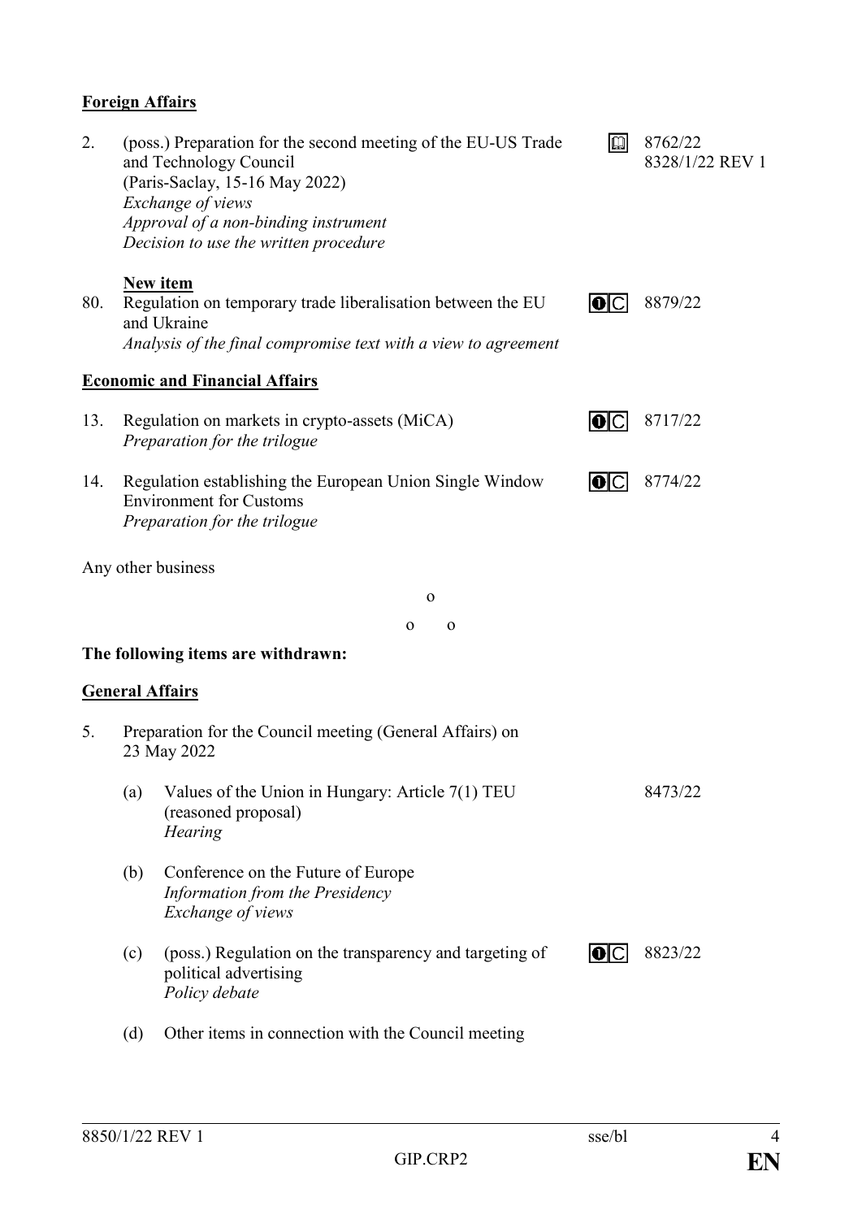**Foreign Affairs**

| | | | |
|---|---|---|---|
| 2. | (poss.) Preparation for the second meeting of the EU-US Trade and Technology Council<br>(Paris-Saclay, 15-16 May 2022)<br>*Exchange of views*<br>*Approval of a non-binding instrument*<br>*Decision to use the written procedure* | 🕮 | 8762/22<br>8328/1/22 REV 1 |
| 80. | **New item**<br>Regulation on temporary trade liberalisation between the EU and Ukraine<br>*Analysis of the final compromise text with a view to agreement* | ❶C | 8879/22 |

**Economic and Financial Affairs**

| | | | |
|---|---|---|---|
| 13. | Regulation on markets in crypto-assets (MiCA)<br>*Preparation for the trilogue* | ❶C | 8717/22 |
| 14. | Regulation establishing the European Union Single Window Environment for Customs<br>*Preparation for the trilogue* | ❶C | 8774/22 |

Any other business

o

o o

**The following items are withdrawn:**

**General Affairs**

5. Preparation for the Council meeting (General Affairs) on 23 May 2022

| | | | |
|---|---|---|---|
| (a) | Values of the Union in Hungary: Article 7(1) TEU (reasoned proposal)<br>*Hearing* | | 8473/22 |
| (b) | Conference on the Future of Europe<br>*Information from the Presidency*<br>*Exchange of views* | | |
| (c) | (poss.) Regulation on the transparency and targeting of political advertising<br>*Policy debate* | ❶C | 8823/22 |
| (d) | Other items in connection with the Council meeting | | |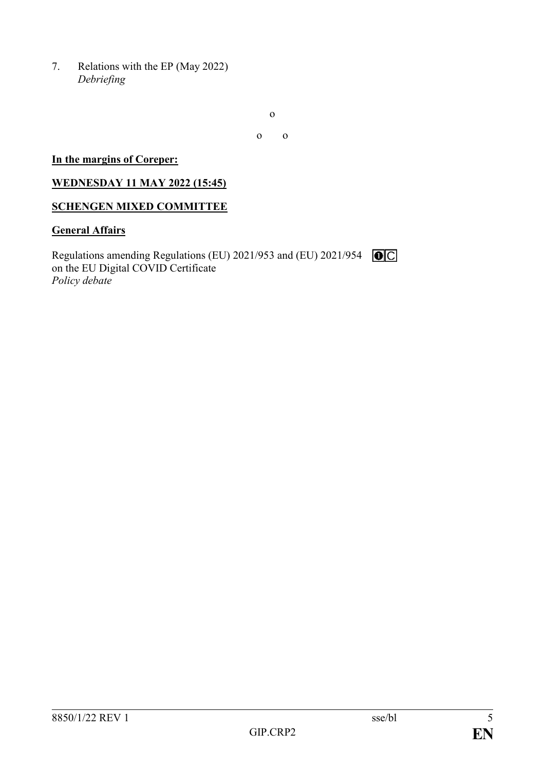7. Relations with the EP (May 2022)
   *Debriefing*

o

o o

**In the margins of Coreper:**

**WEDNESDAY 11 MAY 2022 (15:45)**

**SCHENGEN MIXED COMMITTEE**

**General Affairs**

Regulations amending Regulations (EU) 2021/953 and (EU) 2021/954 on the EU Digital COVID Certificate ❶C
*Policy debate*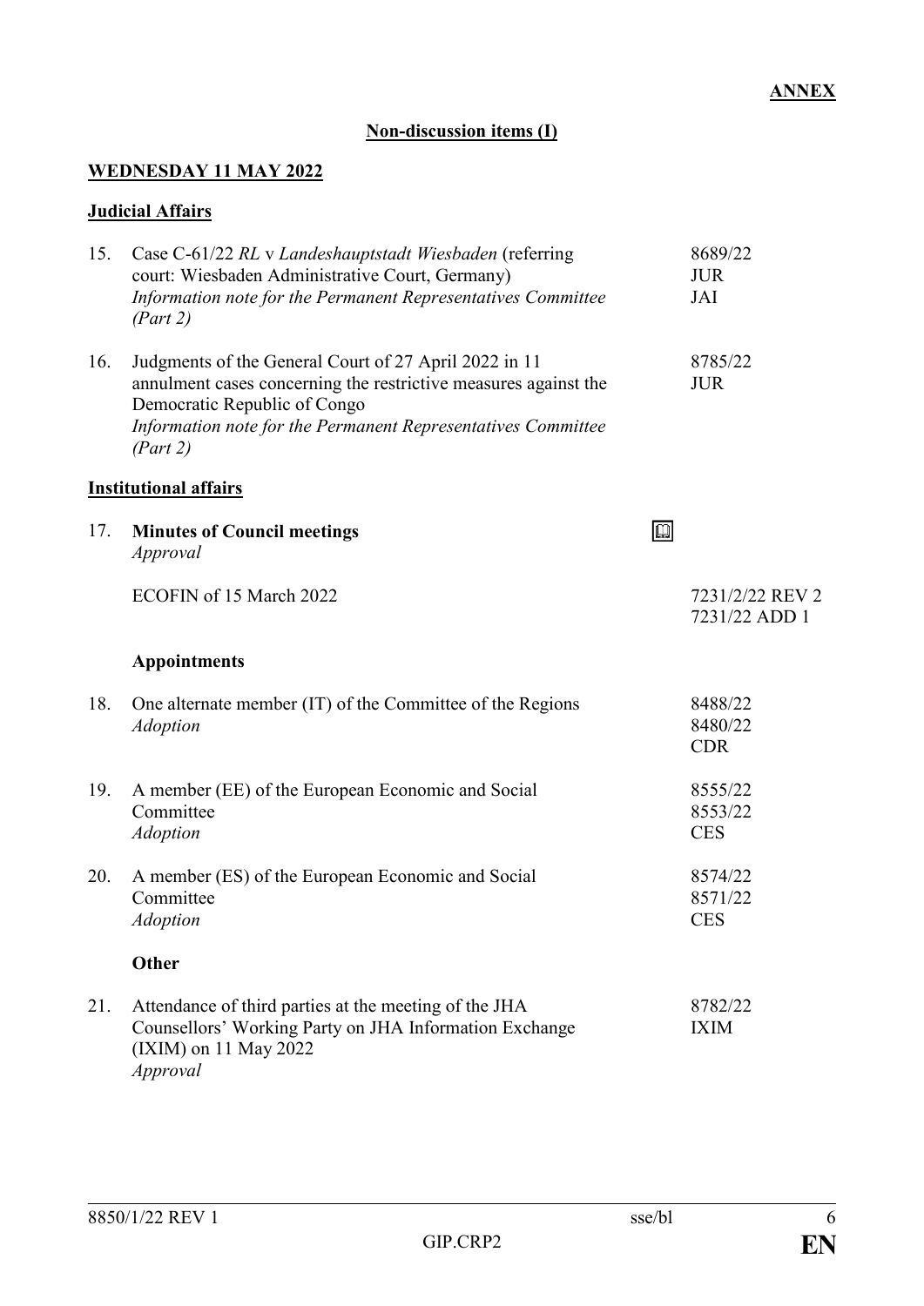**ANNEX**

**Non-discussion items (I)**

**WEDNESDAY 11 MAY 2022**

**Judicial Affairs**

| | | |
|---|---|---|
| 15. | Case C-61/22 *RL* v *Landeshauptstadt Wiesbaden* (referring court: Wiesbaden Administrative Court, Germany)<br>*Information note for the Permanent Representatives Committee (Part 2)* | 8689/22<br>JUR<br>JAI |
| 16. | Judgments of the General Court of 27 April 2022 in 11 annulment cases concerning the restrictive measures against the Democratic Republic of Congo<br>*Information note for the Permanent Representatives Committee (Part 2)* | 8785/22<br>JUR |

**Institutional affairs**

| | | |
|---|---|---|
| 17. | **Minutes of Council meetings**<br>*Approval* | |
| | ECOFIN of 15 March 2022 | 7231/2/22 REV 2<br>7231/22 ADD 1 |
| | **Appointments** | |
| 18. | One alternate member (IT) of the Committee of the Regions<br>*Adoption* | 8488/22<br>8480/22<br>CDR |
| 19. | A member (EE) of the European Economic and Social Committee<br>*Adoption* | 8555/22<br>8553/22<br>CES |
| 20. | A member (ES) of the European Economic and Social Committee<br>*Adoption* | 8574/22<br>8571/22<br>CES |
| | **Other** | |
| 21. | Attendance of third parties at the meeting of the JHA Counsellors' Working Party on JHA Information Exchange (IXIM) on 11 May 2022<br>*Approval* | 8782/22<br>IXIM |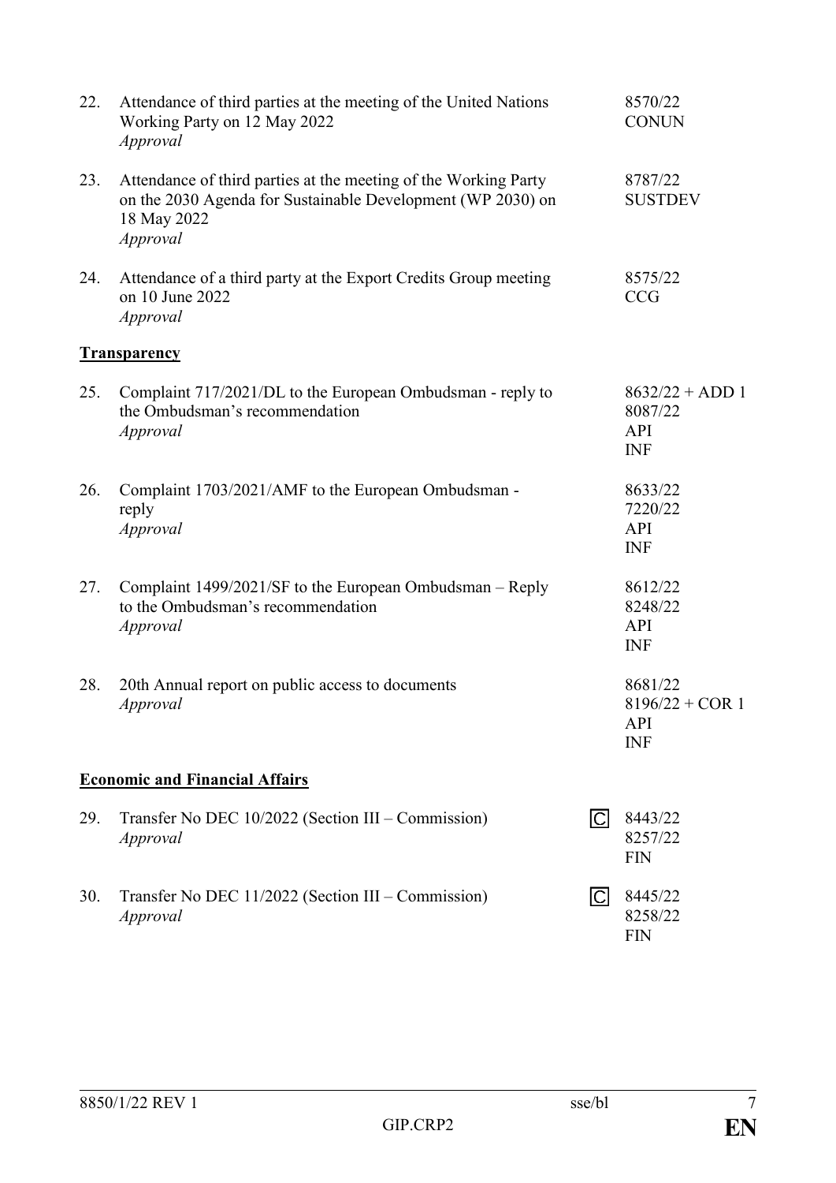22. Attendance of third parties at the meeting of the United Nations Working Party on 12 May 2022
*Approval*
8570/22
CONUN

23. Attendance of third parties at the meeting of the Working Party on the 2030 Agenda for Sustainable Development (WP 2030) on 18 May 2022
*Approval*
8787/22
SUSTDEV

24. Attendance of a third party at the Export Credits Group meeting on 10 June 2022
*Approval*
8575/22
CCG

**Transparency**

25. Complaint 717/2021/DL to the European Ombudsman - reply to the Ombudsman's recommendation
*Approval*
8632/22 + ADD 1
8087/22
API
INF

26. Complaint 1703/2021/AMF to the European Ombudsman - reply
*Approval*
8633/22
7220/22
API
INF

27. Complaint 1499/2021/SF to the European Ombudsman – Reply to the Ombudsman's recommendation
*Approval*
8612/22
8248/22
API
INF

28. 20th Annual report on public access to documents
*Approval*
8681/22
8196/22 + COR 1
API
INF

**Economic and Financial Affairs**

29. Transfer No DEC 10/2022 (Section III – Commission)
*Approval*
C
8443/22
8257/22
FIN

30. Transfer No DEC 11/2022 (Section III – Commission)
*Approval*
C
8445/22
8258/22
FIN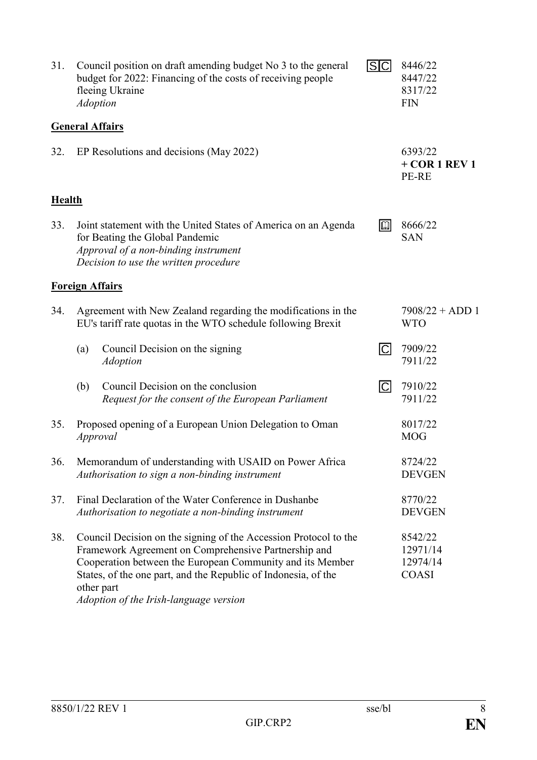31. Council position on draft amending budget No 3 to the general budget for 2022: Financing of the costs of receiving people fleeing Ukraine  
*Adoption*  
S C — 8446/22, 8447/22, 8317/22, FIN

**General Affairs**

32. EP Resolutions and decisions (May 2022)  
6393/22 **+ COR 1 REV 1**, PE-RE

**Health**

33. Joint statement with the United States of America on an Agenda for Beating the Global Pandemic  
*Approval of a non-binding instrument*  
*Decision to use the written procedure*  
8666/22, SAN

**Foreign Affairs**

34. Agreement with New Zealand regarding the modifications in the EU's tariff rate quotas in the WTO schedule following Brexit  
7908/22 + ADD 1, WTO

    (a) Council Decision on the signing  
    *Adoption*  
    C — 7909/22, 7911/22

    (b) Council Decision on the conclusion  
    *Request for the consent of the European Parliament*  
    C — 7910/22, 7911/22

35. Proposed opening of a European Union Delegation to Oman  
*Approval*  
8017/22, MOG

36. Memorandum of understanding with USAID on Power Africa  
*Authorisation to sign a non-binding instrument*  
8724/22, DEVGEN

37. Final Declaration of the Water Conference in Dushanbe  
*Authorisation to negotiate a non-binding instrument*  
8770/22, DEVGEN

38. Council Decision on the signing of the Accession Protocol to the Framework Agreement on Comprehensive Partnership and Cooperation between the European Community and its Member States, of the one part, and the Republic of Indonesia, of the other part  
*Adoption of the Irish-language version*  
8542/22, 12971/14, 12974/14, COASI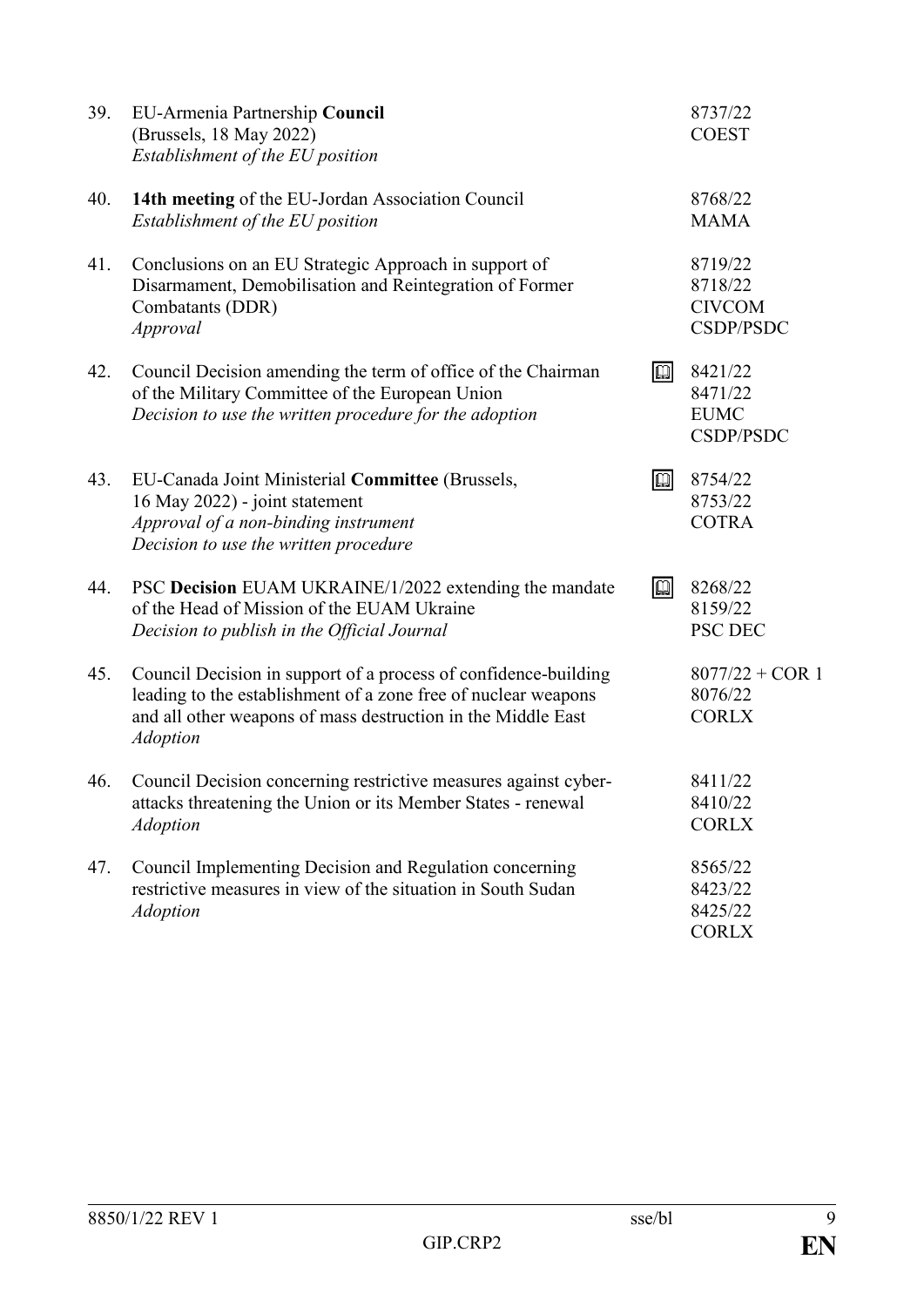| | | | |
|---|---|---|---|
| 39. | EU-Armenia Partnership **Council**<br>(Brussels, 18 May 2022)<br>*Establishment of the EU position* | | 8737/22<br>COEST |
| 40. | **14th meeting** of the EU-Jordan Association Council<br>*Establishment of the EU position* | | 8768/22<br>MAMA |
| 41. | Conclusions on an EU Strategic Approach in support of Disarmament, Demobilisation and Reintegration of Former Combatants (DDR)<br>*Approval* | | 8719/22<br>8718/22<br>CIVCOM<br>CSDP/PSDC |
| 42. | Council Decision amending the term of office of the Chairman of the Military Committee of the European Union<br>*Decision to use the written procedure for the adoption* | 🕮 | 8421/22<br>8471/22<br>EUMC<br>CSDP/PSDC |
| 43. | EU-Canada Joint Ministerial **Committee** (Brussels, 16 May 2022) - joint statement<br>*Approval of a non-binding instrument*<br>*Decision to use the written procedure* | 🕮 | 8754/22<br>8753/22<br>COTRA |
| 44. | PSC **Decision** EUAM UKRAINE/1/2022 extending the mandate of the Head of Mission of the EUAM Ukraine<br>*Decision to publish in the Official Journal* | 🕮 | 8268/22<br>8159/22<br>PSC DEC |
| 45. | Council Decision in support of a process of confidence-building leading to the establishment of a zone free of nuclear weapons and all other weapons of mass destruction in the Middle East<br>*Adoption* | | 8077/22 + COR 1<br>8076/22<br>CORLX |
| 46. | Council Decision concerning restrictive measures against cyber-attacks threatening the Union or its Member States - renewal<br>*Adoption* | | 8411/22<br>8410/22<br>CORLX |
| 47. | Council Implementing Decision and Regulation concerning restrictive measures in view of the situation in South Sudan<br>*Adoption* | | 8565/22<br>8423/22<br>8425/22<br>CORLX |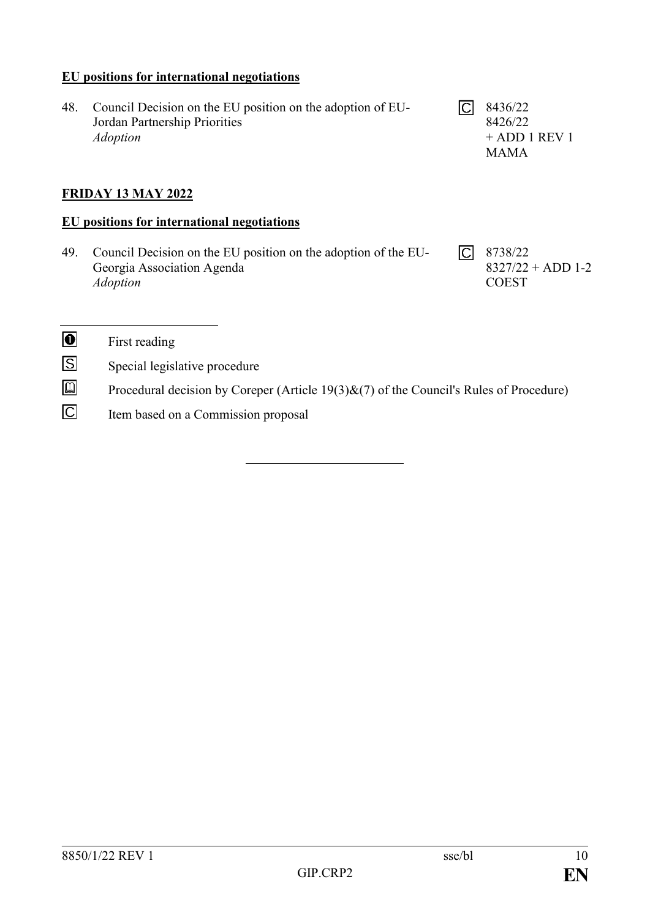**EU positions for international negotiations**

| | | | |
|---|---|---|---|
| 48. | Council Decision on the EU position on the adoption of EU-Jordan Partnership Priorities<br>*Adoption* | C | 8436/22<br>8426/22<br>+ ADD 1 REV 1<br>MAMA |

**FRIDAY 13 MAY 2022**

**EU positions for international negotiations**

| | | | |
|---|---|---|---|
| 49. | Council Decision on the EU position on the adoption of the EU-Georgia Association Agenda<br>*Adoption* | C | 8738/22<br>8327/22 + ADD 1-2<br>COEST |

---

- ❶ First reading
- S Special legislative procedure
- 🕮 Procedural decision by Coreper (Article 19(3)&(7) of the Council's Rules of Procedure)
- C Item based on a Commission proposal